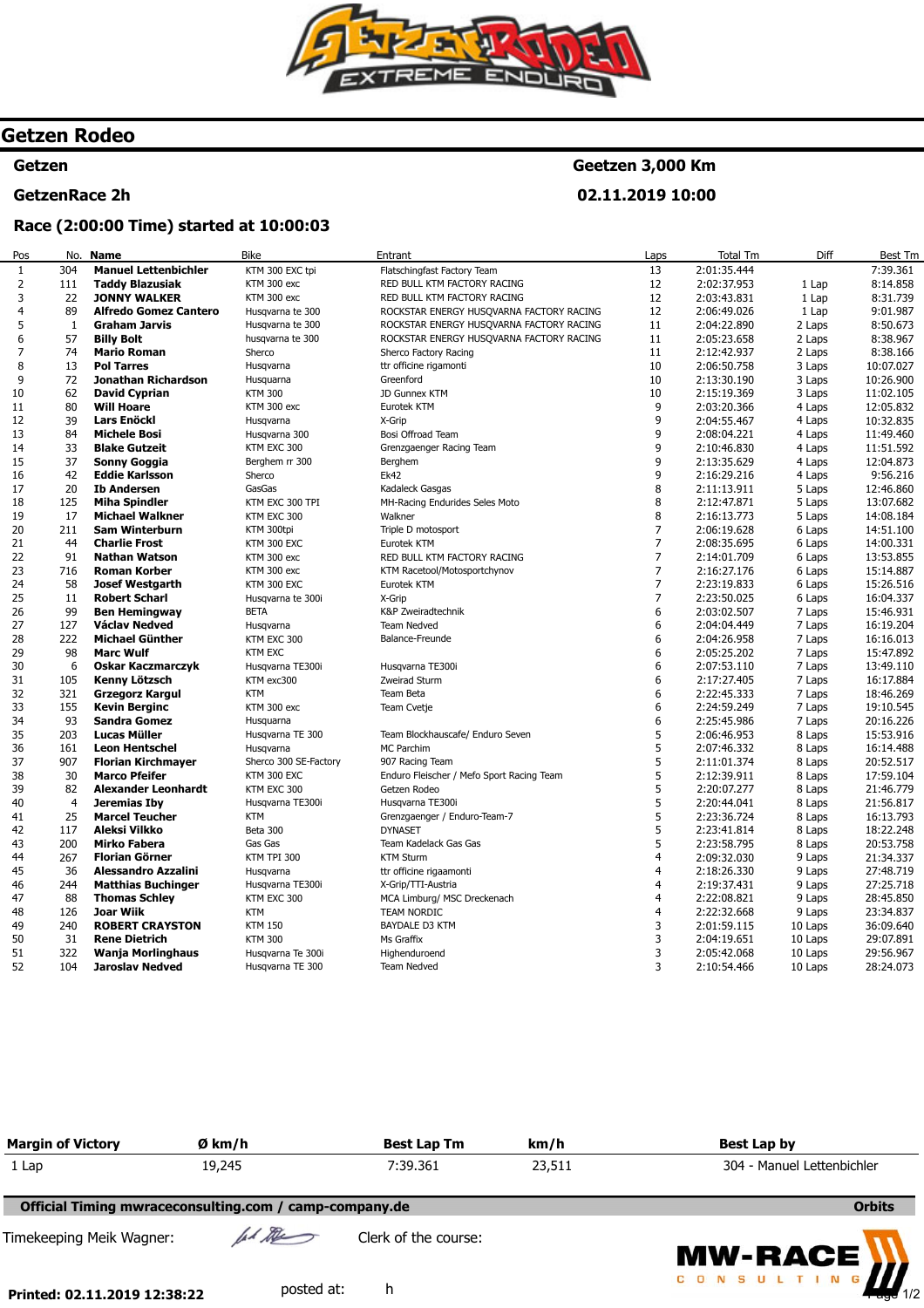# Getzen Rodeo

**Getzen** | **Geetzen 3,000 Km**

**GetzenRace 2h** | **02.11.2019 10:00**

### Race (2:00:00 Time) started at 10:00:03

| Pos | No. | Name | Bike | Entrant | Laps | Total Tm | Diff | Best Tm |
|---|---|---|---|---|---|---|---|---|
| 1 | 304 | **Manuel Lettenbichler** | KTM 300 EXC tpi | Flatschingfast Factory Team | 13 | 2:01:35.444 | | 7:39.361 |
| 2 | 111 | **Taddy Blazusiak** | KTM 300 exc | RED BULL KTM FACTORY RACING | 12 | 2:02:37.953 | 1 Lap | 8:14.858 |
| 3 | 22 | **JONNY WALKER** | KTM 300 exc | RED BULL KTM FACTORY RACING | 12 | 2:03:43.831 | 1 Lap | 8:31.739 |
| 4 | 89 | **Alfredo Gomez Cantero** | Husqvarna te 300 | ROCKSTAR ENERGY HUSQVARNA FACTORY RACING | 12 | 2:06:49.026 | 1 Lap | 9:01.987 |
| 5 | 1 | **Graham Jarvis** | Husqvarna te 300 | ROCKSTAR ENERGY HUSQVARNA FACTORY RACING | 11 | 2:04:22.890 | 2 Laps | 8:50.673 |
| 6 | 57 | **Billy Bolt** | husqvarna te 300 | ROCKSTAR ENERGY HUSQVARNA FACTORY RACING | 11 | 2:05:23.658 | 2 Laps | 8:38.967 |
| 7 | 74 | **Mario Roman** | Sherco | Sherco Factory Racing | 11 | 2:12:42.937 | 2 Laps | 8:38.166 |
| 8 | 13 | **Pol Tarres** | Husqvarna | ttr officine rigamonti | 10 | 2:06:50.758 | 3 Laps | 10:07.027 |
| 9 | 72 | **Jonathan Richardson** | Husquarna | Greenford | 10 | 2:13:30.190 | 3 Laps | 10:26.900 |
| 10 | 62 | **David Cyprian** | KTM 300 | JD Gunnex KTM | 10 | 2:15:19.369 | 3 Laps | 11:02.105 |
| 11 | 80 | **Will Hoare** | KTM 300 exc | Eurotek KTM | 9 | 2:03:20.366 | 4 Laps | 12:05.832 |
| 12 | 39 | **Lars Enöckl** | Husqvarna | X-Grip | 9 | 2:04:55.467 | 4 Laps | 10:32.835 |
| 13 | 84 | **Michele Bosi** | Husqvarna 300 | Bosi Offroad Team | 9 | 2:08:04.221 | 4 Laps | 11:49.460 |
| 14 | 33 | **Blake Gutzeit** | KTM EXC 300 | Grenzgaenger Racing Team | 9 | 2:10:46.830 | 4 Laps | 11:51.592 |
| 15 | 37 | **Sonny Goggia** | Berghem rr 300 | Berghem | 9 | 2:13:35.629 | 4 Laps | 12:04.873 |
| 16 | 42 | **Eddie Karlsson** | Sherco | Ek42 | 9 | 2:16:29.216 | 4 Laps | 9:56.216 |
| 17 | 20 | **Ib Andersen** | GasGas | Kadaleck Gasgas | 8 | 2:11:13.911 | 5 Laps | 12:46.860 |
| 18 | 125 | **Miha Spindler** | KTM EXC 300 TPI | MH-Racing Endurides Seles Moto | 8 | 2:12:47.871 | 5 Laps | 13:07.682 |
| 19 | 17 | **Michael Walkner** | KTM 300 exc | Walkner | 8 | 2:16:13.773 | 5 Laps | 14:08.184 |
| 20 | 211 | **Sam Winterburn** | KTM 300tpi | Triple D motosport | 7 | 2:06:19.628 | 6 Laps | 14:51.100 |
| 21 | 44 | **Charlie Frost** | KTM 300 EXC | Eurotek KTM | 7 | 2:08:35.695 | 6 Laps | 14:00.331 |
| 22 | 91 | **Nathan Watson** | KTM 300 exc | RED BULL KTM FACTORY RACING | 7 | 2:14:01.709 | 6 Laps | 13:53.855 |
| 23 | 716 | **Roman Korber** | KTM 300 exc | KTM Racetool/Motosportchynov | 7 | 2:16:27.176 | 6 Laps | 15:14.887 |
| 24 | 58 | **Josef Westgarth** | KTM 300 EXC | Eurotek KTM | 7 | 2:23:19.833 | 6 Laps | 15:26.516 |
| 25 | 11 | **Robert Scharl** | Husqvarna te 300i | X-Grip | 7 | 2:23:50.025 | 6 Laps | 16:04.337 |
| 26 | 99 | **Ben Hemingway** | BETA | K&P Zweiradtechnik | 6 | 2:03:02.507 | 7 Laps | 15:46.931 |
| 27 | 127 | **Václav Nedved** | Husqvarna | Team Nedved | 6 | 2:04:04.449 | 7 Laps | 16:19.204 |
| 28 | 222 | **Michael Günther** | KTM EXC 300 | Balance-Freunde | 6 | 2:04:26.958 | 7 Laps | 16:16.013 |
| 29 | 98 | **Marc Wulf** | KTM EXC | | 6 | 2:05:25.202 | 7 Laps | 15:47.892 |
| 30 | 6 | **Oskar Kaczmarczyk** | Husqvarna TE300i | Husqvarna TE300i | 6 | 2:07:53.110 | 7 Laps | 13:49.110 |
| 31 | 105 | **Kenny Lötzsch** | KTM exc300 | Zweirad Sturm | 6 | 2:17:27.405 | 7 Laps | 16:17.884 |
| 32 | 321 | **Grzegorz Kargul** | KTM | Team Beta | 6 | 2:22:45.333 | 7 Laps | 18:46.269 |
| 33 | 155 | **Kevin Berginc** | KTM 300 exc | Team Cvetje | 6 | 2:24:59.249 | 7 Laps | 19:10.545 |
| 34 | 93 | **Sandra Gomez** | Husquarna | | 6 | 2:25:45.986 | 7 Laps | 20:16.226 |
| 35 | 203 | **Lucas Müller** | Husqvarna TE 300 | Team Blockhauscafe/ Enduro Seven | 5 | 2:06:46.953 | 8 Laps | 15:53.916 |
| 36 | 161 | **Leon Hentschel** | Husqvarna | MC Parchim | 5 | 2:07:46.332 | 8 Laps | 16:14.488 |
| 37 | 907 | **Florian Kirchmayer** | Sherco 300 SE-Factory | 907 Racing Team | 5 | 2:11:01.374 | 8 Laps | 20:52.517 |
| 38 | 30 | **Marco Pfeifer** | KTM 300 EXC | Enduro Fleischer / Mefo Sport Racing Team | 5 | 2:12:39.911 | 8 Laps | 17:59.104 |
| 39 | 82 | **Alexander Leonhardt** | KTM EXC 300 | Getzen Rodeo | 5 | 2:20:07.277 | 8 Laps | 21:46.779 |
| 40 | 4 | **Jeremias Iby** | Husqvarna TE300i | Husqvarna TE300i | 5 | 2:20:44.041 | 8 Laps | 21:56.817 |
| 41 | 25 | **Marcel Teucher** | KTM | Grenzgaenger / Enduro-Team-7 | 5 | 2:23:36.724 | 8 Laps | 16:13.793 |
| 42 | 117 | **Aleksi Vilkko** | Beta 300 | DYNASET | 5 | 2:23:41.814 | 8 Laps | 18:22.248 |
| 43 | 200 | **Mirko Fabera** | Gas Gas | Team Kadelack Gas Gas | 5 | 2:23:58.795 | 8 Laps | 20:53.758 |
| 44 | 267 | **Florian Görner** | KTM TPI 300 | KTM Sturm | 4 | 2:09:32.030 | 9 Laps | 21:34.337 |
| 45 | 36 | **Alessandro Azzalini** | Husqvarna | ttr officine rigaamonti | 4 | 2:18:26.330 | 9 Laps | 27:48.719 |
| 46 | 244 | **Matthias Buchinger** | Husqvarna TE300i | X-Grip/TTI-Austria | 4 | 2:19:37.431 | 9 Laps | 27:25.718 |
| 47 | 88 | **Thomas Schley** | KTM EXC 300 | MCA Limburg/ MSC Dreckenach | 4 | 2:22:08.821 | 9 Laps | 28:45.850 |
| 48 | 126 | **Joar Wiik** | KTM | TEAM NORDIC | 4 | 2:22:32.668 | 9 Laps | 23:34.837 |
| 49 | 240 | **ROBERT CRAYSTON** | KTM 150 | BAYDALE D3 KTM | 3 | 2:01:59.115 | 10 Laps | 36:09.640 |
| 50 | 31 | **Rene Dietrich** | KTM 300 | Ms Graffix | 3 | 2:04:19.651 | 10 Laps | 29:07.891 |
| 51 | 322 | **Wanja Morlinghaus** | Husqvarna Te 300i | Highenduroend | 3 | 2:05:42.068 | 10 Laps | 29:56.967 |
| 52 | 104 | **Jaroslav Nedved** | Husqvarna TE 300 | Team Nedved | 3 | 2:10:54.466 | 10 Laps | 28:24.073 |

| Margin of Victory | Ø km/h | Best Lap Tm | km/h | Best Lap by |
|---|---|---|---|---|
| 1 Lap | 19,245 | 7:39.361 | 23,511 | 304 - Manuel Lettenbichler |

**Official Timing mwraceconsulting.com / camp-company.de** **Orbits**

Timekeeping Meik Wagner: Clerk of the course:

**Printed: 02.11.2019 12:38:22** posted at: h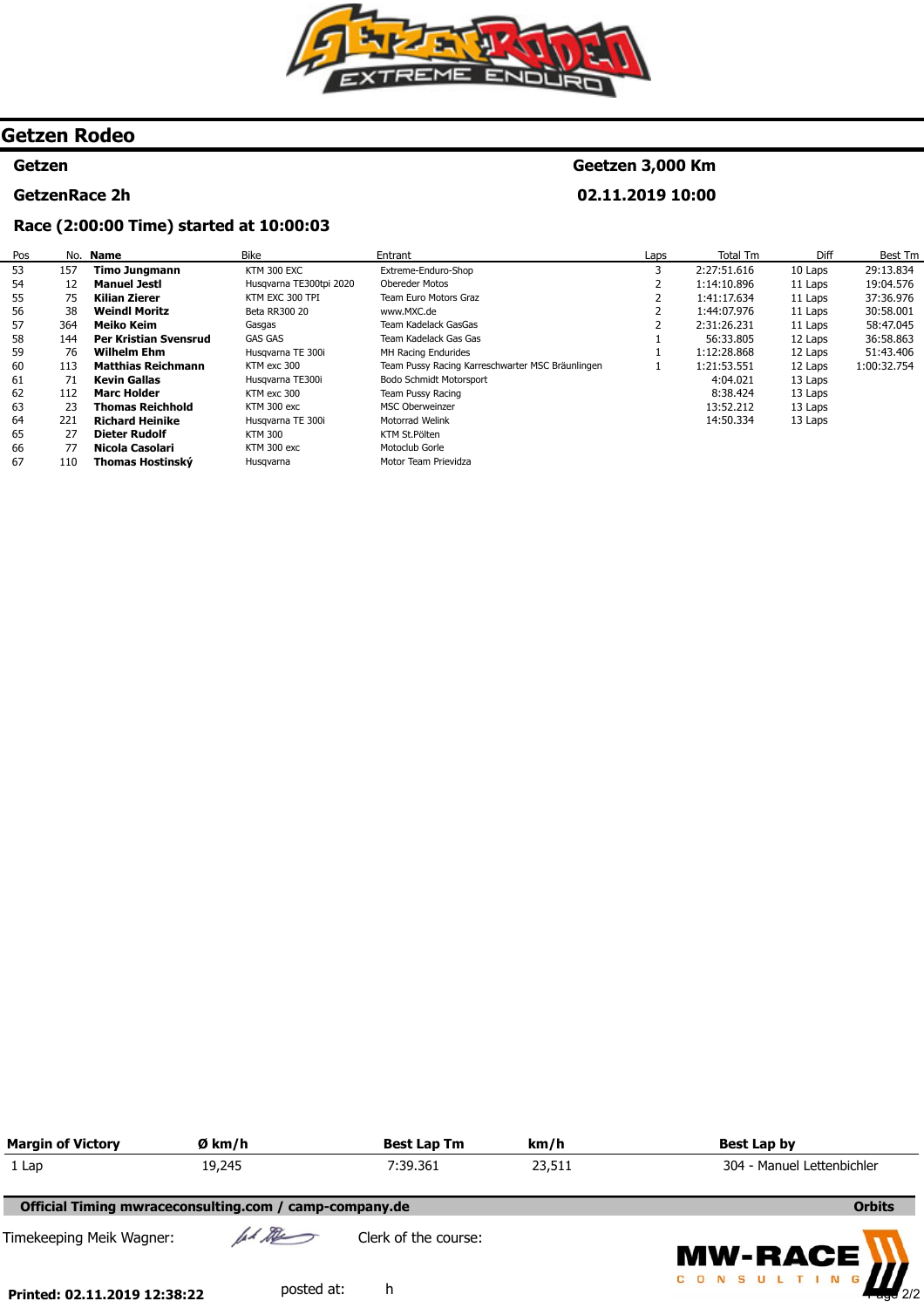## Getzen Rodeo

**Getzen** | **Geetzen 3,000 Km**

**GetzenRace 2h** | **02.11.2019 10:00**

**Race (2:00:00 Time) started at 10:00:03**

| Pos | No. | Name | Bike | Entrant | Laps | Total Tm | Diff | Best Tm |
|---|---|---|---|---|---|---|---|---|
| 53 | 157 | **Timo Jungmann** | KTM 300 EXC | Extreme-Enduro-Shop | 3 | 2:27:51.616 | 10 Laps | 29:13.834 |
| 54 | 12 | **Manuel Jestl** | Husqvarna TE300tpi 2020 | Obereder Motos | 2 | 1:14:10.896 | 11 Laps | 19:04.576 |
| 55 | 75 | **Kilian Zierer** | KTM EXC 300 TPI | Team Euro Motors Graz | 2 | 1:41:17.634 | 11 Laps | 37:36.976 |
| 56 | 38 | **Weindl Moritz** | Beta RR300 20 | www.MXC.de | 2 | 1:44:07.976 | 11 Laps | 30:58.001 |
| 57 | 364 | **Meiko Keim** | Gasgas | Team Kadelack GasGas | 2 | 2:31:26.231 | 11 Laps | 58:47.045 |
| 58 | 144 | **Per Kristian Svensrud** | GAS GAS | Team Kadelack Gas Gas | 1 | 56:33.805 | 12 Laps | 36:58.863 |
| 59 | 76 | **Wilhelm Ehm** | Husqvarna TE 300i | MH Racing Endurides | 1 | 1:12:28.868 | 12 Laps | 51:43.406 |
| 60 | 113 | **Matthias Reichmann** | KTM exc 300 | Team Pussy Racing Karreschwarter MSC Bräunlingen | 1 | 1:21:53.551 | 12 Laps | 1:00:32.754 |
| 61 | 71 | **Kevin Gallas** | Husqvarna TE300i | Bodo Schmidt Motorsport | | 4:04.021 | 13 Laps | |
| 62 | 112 | **Marc Holder** | KTM exc 300 | Team Pussy Racing | | 8:38.424 | 13 Laps | |
| 63 | 23 | **Thomas Reichhold** | KTM 300 exc | MSC Oberweinzer | | 13:52.212 | 13 Laps | |
| 64 | 221 | **Richard Heinike** | Husqvarna TE 300i | Motorrad Welink | | 14:50.334 | 13 Laps | |
| 65 | 27 | **Dieter Rudolf** | KTM 300 | KTM St.Pölten | | | | |
| 66 | 77 | **Nicola Casolari** | KTM 300 exc | Motoclub Gorle | | | | |
| 67 | 110 | **Thomas Hostinský** | Husqvarna | Motor Team Prievidza | | | | |

| Margin of Victory | Ø km/h | Best Lap Tm | km/h | Best Lap by |
|---|---|---|---|---|
| 1 Lap | 19,245 | 7:39.361 | 23,511 | 304 - Manuel Lettenbichler |

**Official Timing mwraceconsulting.com / camp-company.de** **Orbits**

Timekeeping Meik Wagner: Clerk of the course:

**Printed: 02.11.2019 12:38:22** posted at: h